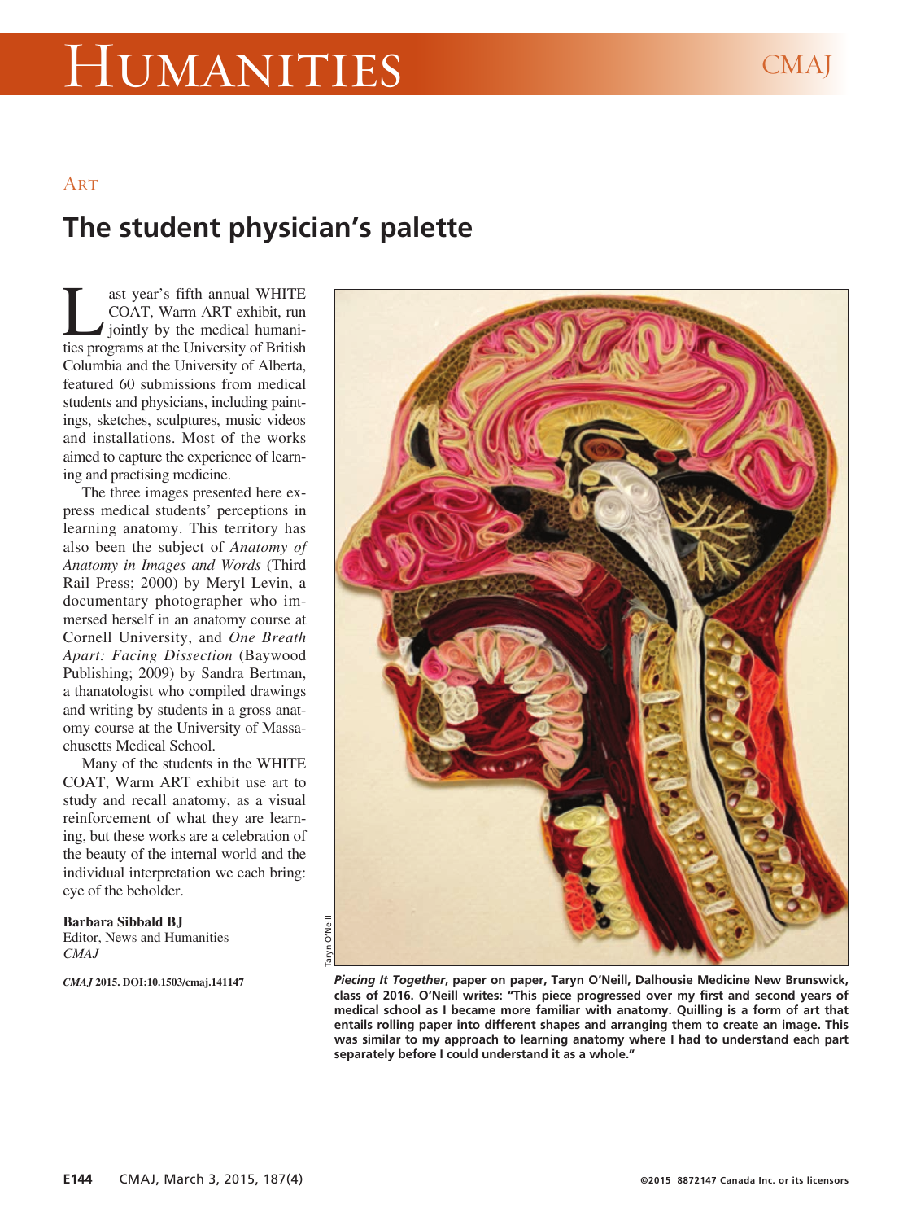# HUMANITIES

## ART

# The student physician's palette

Last year's fifth annual WHITE COAT, Warm ART exhibit, run jointly by the medical humanities programs at the University of British Columbia and the University of Alberta, featured 60 submissions from medical students and physicians, including paintings, sketches, sculptures, music videos and installations. Most of the works aimed to capture the experience of learning and practising medicine.

The three images presented here express medical students' perceptions in learning anatomy. This territory has also been the subject of *Anatomy of Anatomy in Images and Words* (Third Rail Press; 2000) by Meryl Levin, a documentary photographer who immersed herself in an anatomy course at Cornell University, and *One Breath Apart: Facing Dissection* (Baywood Publishing; 2009) by Sandra Bertman, a thanatologist who compiled drawings and writing by students in a gross anatomy course at the University of Massachusetts Medical School.

Many of the students in the WHITE COAT, Warm ART exhibit use art to study and recall anatomy, as a visual reinforcement of what they are learning, but these works are a celebration of the beauty of the internal world and the individual interpretation we each bring: eye of the beholder.

**Barbara Sibbald BJ**
Editor, News and Humanities
*CMAJ*

***CMAJ* 2015. DOI:10.1503/cmaj.141147**

Taryn O'Neill

***Piecing It Together*, paper on paper, Taryn O'Neill, Dalhousie Medicine New Brunswick, class of 2016. O'Neill writes: "This piece progressed over my first and second years of medical school as I became more familiar with anatomy. Quilling is a form of art that entails rolling paper into different shapes and arranging them to create an image. This was similar to my approach to learning anatomy where I had to understand each part separately before I could understand it as a whole."**

©2015 8872147 Canada Inc. or its licensors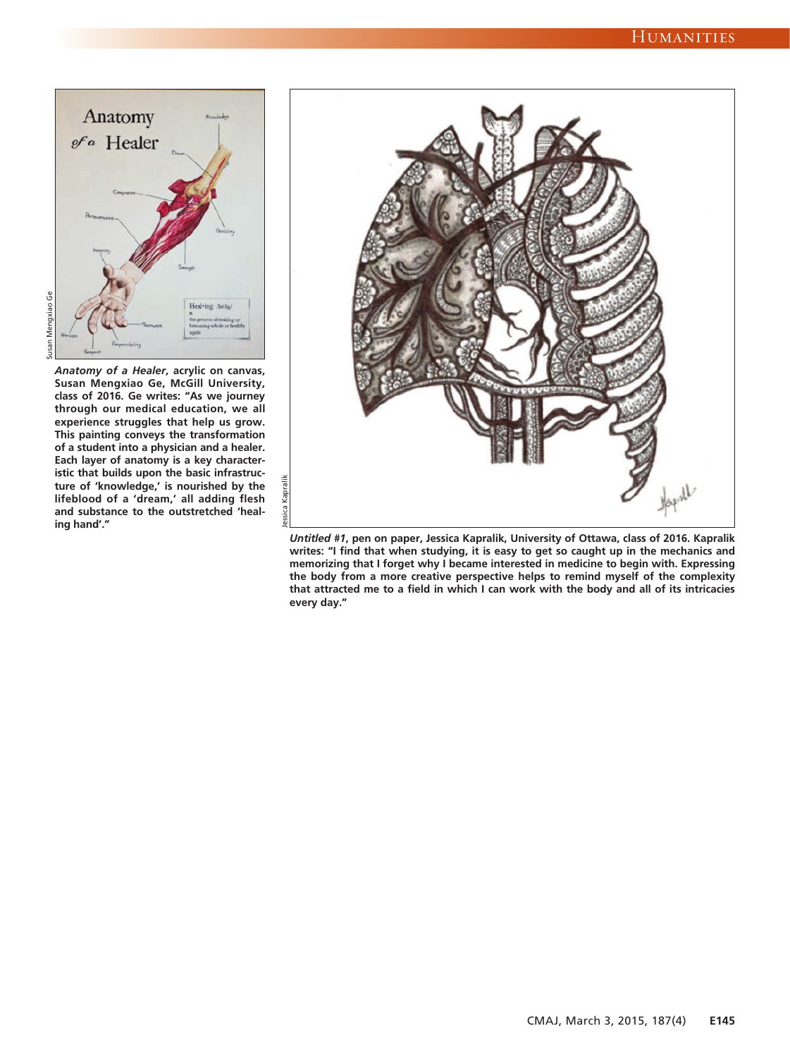*Anatomy of a Healer*, **acrylic on canvas, Susan Mengxiao Ge, McGill University, class of 2016. Ge writes: "As we journey through our medical education, we all experience struggles that help us grow. This painting conveys the transformation of a student into a physician and a healer. Each layer of anatomy is a key characteristic that builds upon the basic infrastructure of 'knowledge,' is nourished by the lifeblood of a 'dream,' all adding flesh and substance to the outstretched 'healing hand'."**

*Untitled #1*, **pen on paper, Jessica Kapralik, University of Ottawa, class of 2016. Kapralik writes: "I find that when studying, it is easy to get so caught up in the mechanics and memorizing that I forget why I became interested in medicine to begin with. Expressing the body from a more creative perspective helps to remind myself of the complexity that attracted me to a field in which I can work with the body and all of its intricacies every day."**